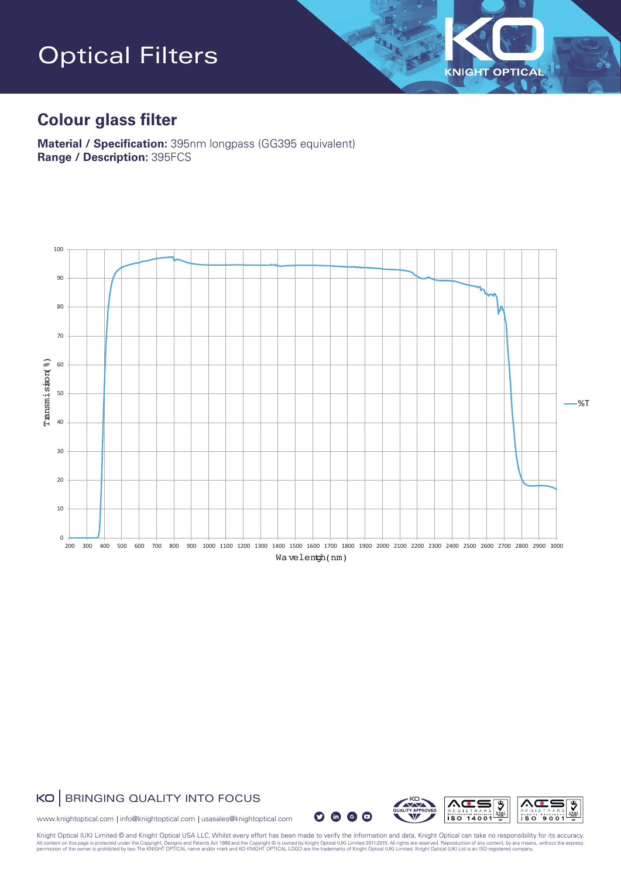# Optical Filters

## Colour glass filter

**Material / Specification:** 395nm longpass (GG395 equivalent)
**Range / Description:** 395FCS

KO | BRINGING QUALITY INTO FOCUS

www.knightoptical.com | info@knightoptical.com | usasales@knightoptical.com

Knight Optical (UK) Limited © and Knight Optical USA LLC. Whilst every effort has been made to verify the information and data, Knight Optical can take no responsibility for its accuracy.
All content on this page is protected under the Copyright, Designs and Patents Act 1988 and the Copyright © is owned by Knight Optical (UK) Limited 2011-2015. All rights are reserved. Reproduction of any content, by any means, without the express permission of the owner is prohibited by law. The KNIGHT OPTICAL name and/or mark and KO KNIGHT OPTICAL LOGO are the trademarks of Knight Optical (UK) Limited. Knight Optical (UK) Ltd is an ISO registered company.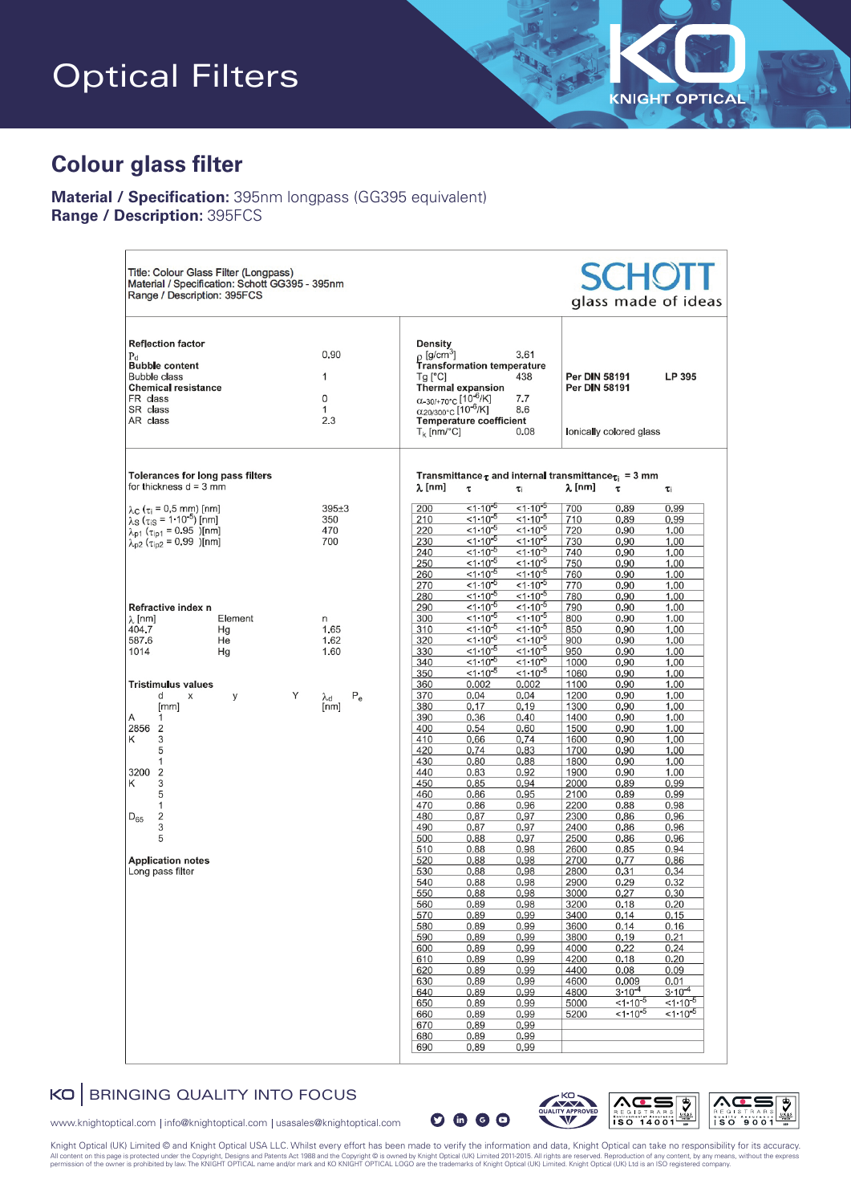# Optical Filters

## Colour glass filter

**Material / Specification:** 395nm longpass (GG395 equivalent)
**Range / Description:** 395FCS

Title: Colour Glass Filter (Longpass)
Material / Specification: Schott GG395 - 395nm
Range / Description: 395FCS

SCHOTT glass made of ideas

**Reflection factor**

| | |
|---|---|
| $P_d$ | 0.90 |
| **Bubble content** | |
| Bubble class | 1 |
| **Chemical resistance** | |
| FR class | 0 |
| SR class | 1 |
| AR class | 2.3 |

**Density**

| | |
|---|---|
| $\rho$ [g/cm$^3$] | 3.61 |
| **Transformation temperature** | |
| Tg [°C] | 438 |
| **Thermal expansion** | |
| $\alpha_{-30/+70°C}$ [$10^{-6}$/K] | 7.7 |
| $\alpha_{20/300°C}$ [$10^{-6}$/K] | 8.6 |
| **Temperature coefficient** | |
| $T_k$ [nm/°C] | 0.08 |

Per DIN 58191 LP 395
Per DIN 58191

Ionically colored glass

**Tolerances for long pass filters**
for thickness d = 3 mm

| | |
|---|---|
| $\lambda_C$ ($\tau_i$ = 0,5 mm) [nm] | 395±3 |
| $\lambda_S$ ($\tau_{iS}$ = $1\cdot10^{-5}$) [nm] | 350 |
| $\lambda_{p1}$ ($\tau_{ip1}$ = 0.95 )[nm] | 470 |
| $\lambda_{p2}$ ($\tau_{ip2}$ = 0.99 )[nm] | 700 |

**Refractive index n**

| λ [nm] | Element | n |
|---|---|---|
| 404.7 | Hg | 1.65 |
| 587.6 | He | 1.62 |
| 1014 | Hg | 1.60 |

**Tristimulus values**

| | d [mm] | x | y | Y | $\lambda_d$ [nm] | $P_e$ |
|---|---|---|---|---|---|---|
| A 2856 K | 1 | | | | | |
| | 2 | | | | | |
| | 3 | | | | | |
| | 5 | | | | | |
| 3200 K | 1 | | | | | |
| | 2 | | | | | |
| | 3 | | | | | |
| | 5 | | | | | |
| $D_{65}$ | 1 | | | | | |
| | 2 | | | | | |
| | 3 | | | | | |
| | 5 | | | | | |

**Application notes**
Long pass filter

**Transmittance $\tau$ and internal transmittance $\tau_i$ = 3 mm**

| λ [nm] | τ | $\tau_i$ | λ [nm] | τ | $\tau_i$ |
|---|---|---|---|---|---|
| 200 | <1·10$^{-5}$ | <1·10$^{-5}$ | 700 | 0.89 | 0.99 |
| 210 | <1·10$^{-5}$ | <1·10$^{-5}$ | 710 | 0.89 | 0.99 |
| 220 | <1·10$^{-5}$ | <1·10$^{-5}$ | 720 | 0.90 | 1.00 |
| 230 | <1·10$^{-5}$ | <1·10$^{-5}$ | 730 | 0.90 | 1.00 |
| 240 | <1·10$^{-5}$ | <1·10$^{-5}$ | 740 | 0.90 | 1.00 |
| 250 | <1·10$^{-5}$ | <1·10$^{-5}$ | 750 | 0.90 | 1.00 |
| 260 | <1·10$^{-5}$ | <1·10$^{-5}$ | 760 | 0.90 | 1.00 |
| 270 | <1·10$^{-5}$ | <1·10$^{-5}$ | 770 | 0.90 | 1.00 |
| 280 | <1·10$^{-5}$ | <1·10$^{-5}$ | 780 | 0.90 | 1.00 |
| 290 | <1·10$^{-5}$ | <1·10$^{-5}$ | 790 | 0.90 | 1.00 |
| 300 | <1·10$^{-5}$ | <1·10$^{-5}$ | 800 | 0.90 | 1.00 |
| 310 | <1·10$^{-5}$ | <1·10$^{-5}$ | 850 | 0.90 | 1.00 |
| 320 | <1·10$^{-5}$ | <1·10$^{-5}$ | 900 | 0.90 | 1.00 |
| 330 | <1·10$^{-5}$ | <1·10$^{-5}$ | 950 | 0.90 | 1.00 |
| 340 | <1·10$^{-5}$ | <1·10$^{-5}$ | 1000 | 0.90 | 1.00 |
| 350 | <1·10$^{-5}$ | <1·10$^{-5}$ | 1060 | 0.90 | 1.00 |
| 360 | 0.002 | 0.002 | 1100 | 0.90 | 1.00 |
| 370 | 0.04 | 0.04 | 1200 | 0.90 | 1.00 |
| 380 | 0.17 | 0.19 | 1300 | 0.90 | 1.00 |
| 390 | 0.36 | 0.40 | 1400 | 0.90 | 1.00 |
| 400 | 0.54 | 0.60 | 1500 | 0.90 | 1.00 |
| 410 | 0.66 | 0.74 | 1600 | 0.90 | 1.00 |
| 420 | 0.74 | 0.83 | 1700 | 0.90 | 1.00 |
| 430 | 0.80 | 0.88 | 1800 | 0.90 | 1.00 |
| 440 | 0.83 | 0.92 | 1900 | 0.90 | 1.00 |
| 450 | 0.85 | 0.94 | 2000 | 0.89 | 0.99 |
| 460 | 0.86 | 0.95 | 2100 | 0.89 | 0.99 |
| 470 | 0.86 | 0.96 | 2200 | 0.88 | 0.98 |
| 480 | 0.87 | 0.97 | 2300 | 0.86 | 0.96 |
| 490 | 0.87 | 0.97 | 2400 | 0.86 | 0.96 |
| 500 | 0.88 | 0.97 | 2500 | 0.86 | 0.96 |
| 510 | 0.88 | 0.98 | 2600 | 0.85 | 0.94 |
| 520 | 0.88 | 0.98 | 2700 | 0.77 | 0.86 |
| 530 | 0.88 | 0.98 | 2800 | 0.31 | 0.34 |
| 540 | 0.88 | 0.98 | 2900 | 0.29 | 0.32 |
| 550 | 0.88 | 0.98 | 3000 | 0.27 | 0.30 |
| 560 | 0.89 | 0.98 | 3200 | 0.18 | 0.20 |
| 570 | 0.89 | 0.99 | 3400 | 0.14 | 0.15 |
| 580 | 0.89 | 0.99 | 3600 | 0.14 | 0.16 |
| 590 | 0.89 | 0.99 | 3800 | 0.19 | 0.21 |
| 600 | 0.89 | 0.99 | 4000 | 0.22 | 0.24 |
| 610 | 0.89 | 0.99 | 4200 | 0.18 | 0.20 |
| 620 | 0.89 | 0.99 | 4400 | 0.08 | 0.09 |
| 630 | 0.89 | 0.99 | 4600 | 0.009 | 0.01 |
| 640 | 0.89 | 0.99 | 4800 | 3·10$^{-4}$ | 3·10$^{-4}$ |
| 650 | 0.89 | 0.99 | 5000 | <1·10$^{-5}$ | <1·10$^{-5}$ |
| 660 | 0.89 | 0.99 | 5200 | <1·10$^{-5}$ | <1·10$^{-5}$ |
| 670 | 0.89 | 0.99 | | | |
| 680 | 0.89 | 0.99 | | | |
| 690 | 0.89 | 0.99 | | | |

KO | BRINGING QUALITY INTO FOCUS

www.knightoptical.com | info@knightoptical.com | usasales@knightoptical.com

Knight Optical (UK) Limited © and Knight Optical USA LLC. Whilst every effort has been made to verify the information and data, Knight Optical can take no responsibility for its accuracy.
All content on this page is protected under the Copyright, Designs and Patents Act 1988 and the Copyright © is owned by Knight Optical (UK) Limited 2011-2015. All rights are reserved. Reproduction of any content, by any means, without the express permission of the owner is prohibited by law. The KNIGHT OPTICAL name and/or mark and KO KNIGHT OPTICAL LOGO are the trademarks of Knight Optical (UK) Limited. Knight Optical (UK) Ltd is an ISO registered company.